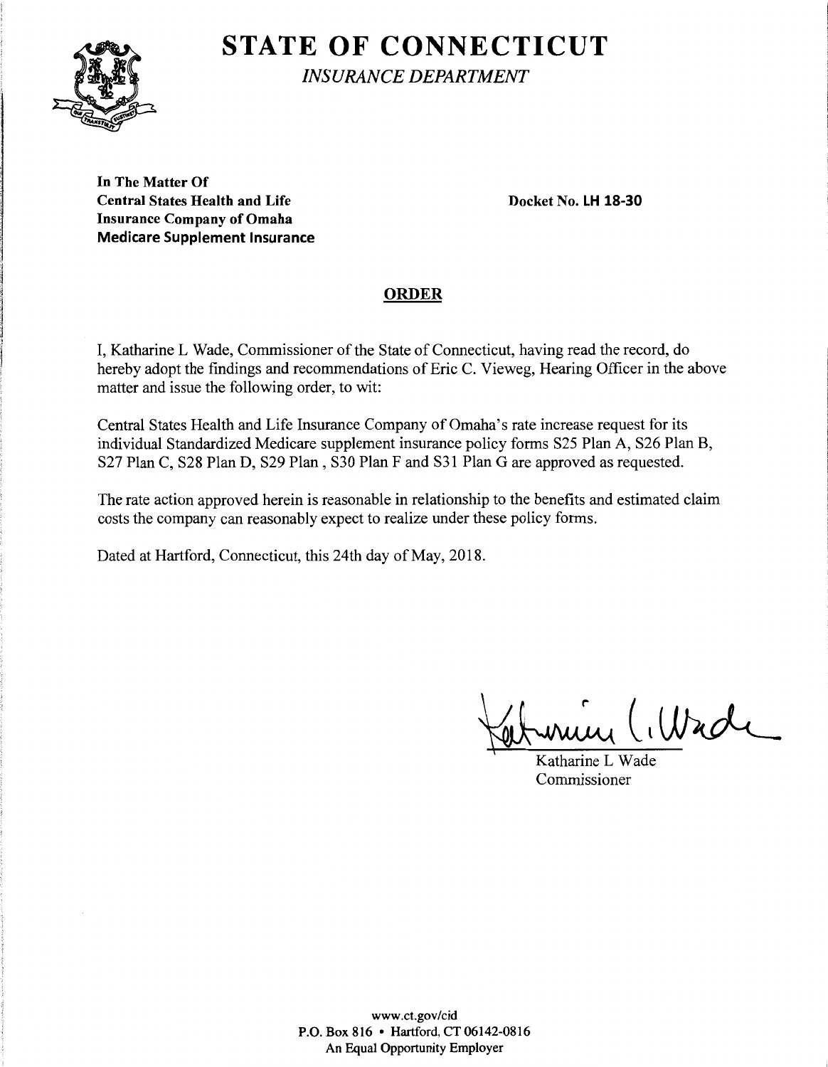# STATE OF CONNECTICUT

*INSURANCE DEPARTMENT*

**In The Matter Of**
**Central States Health and Life**
**Insurance Company of Omaha**
**Medicare Supplement Insurance**

**Docket No. LH 18-30**

## ORDER

I, Katharine L Wade, Commissioner of the State of Connecticut, having read the record, do hereby adopt the findings and recommendations of Eric C. Vieweg, Hearing Officer in the above matter and issue the following order, to wit:

Central States Health and Life Insurance Company of Omaha's rate increase request for its individual Standardized Medicare supplement insurance policy forms S25 Plan A, S26 Plan B, S27 Plan C, S28 Plan D, S29 Plan , S30 Plan F and S31 Plan G are approved as requested.

The rate action approved herein is reasonable in relationship to the benefits and estimated claim costs the company can reasonably expect to realize under these policy forms.

Dated at Hartford, Connecticut, this 24th day of May, 2018.

Katharine L Wade
Commissioner

www.ct.gov/cid
P.O. Box 816 • Hartford, CT 06142-0816
An Equal Opportunity Employer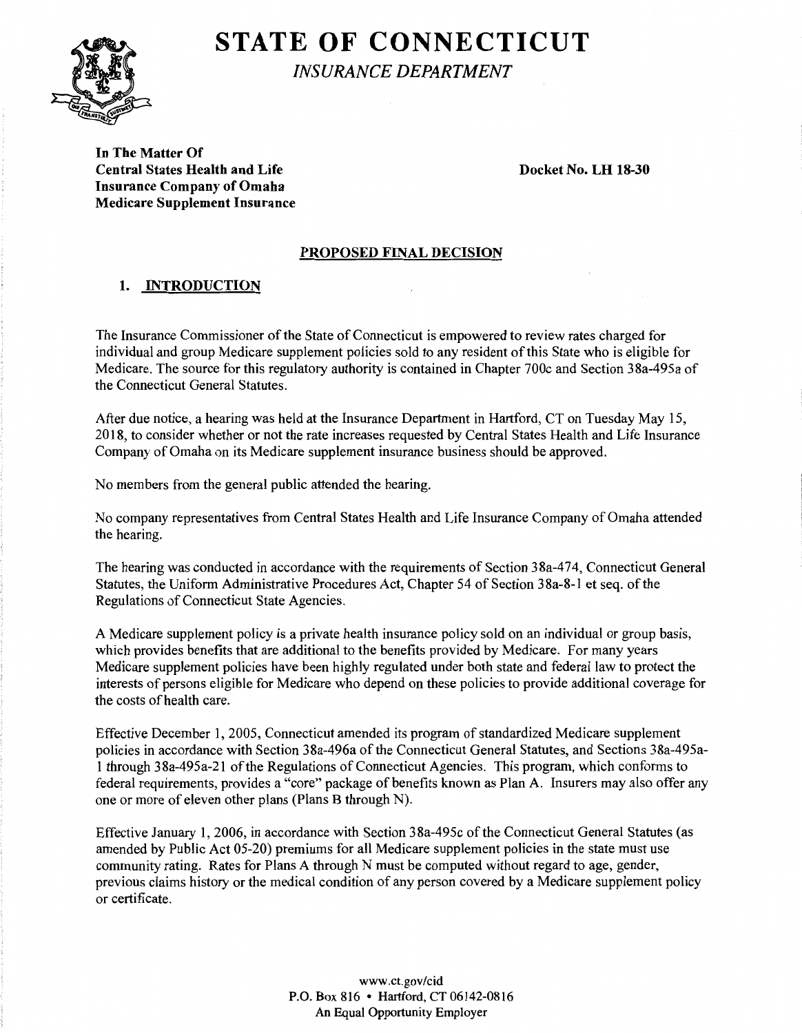# STATE OF CONNECTICUT

*INSURANCE DEPARTMENT*

**In The Matter Of**
**Central States Health and Life Insurance Company of Omaha Medicare Supplement Insurance**

**Docket No. LH 18-30**

## PROPOSED FINAL DECISION

### 1. INTRODUCTION

The Insurance Commissioner of the State of Connecticut is empowered to review rates charged for individual and group Medicare supplement policies sold to any resident of this State who is eligible for Medicare. The source for this regulatory authority is contained in Chapter 700c and Section 38a-495a of the Connecticut General Statutes.

After due notice, a hearing was held at the Insurance Department in Hartford, CT on Tuesday May 15, 2018, to consider whether or not the rate increases requested by Central States Health and Life Insurance Company of Omaha on its Medicare supplement insurance business should be approved.

No members from the general public attended the hearing.

No company representatives from Central States Health and Life Insurance Company of Omaha attended the hearing.

The hearing was conducted in accordance with the requirements of Section 38a-474, Connecticut General Statutes, the Uniform Administrative Procedures Act, Chapter 54 of Section 38a-8-1 et seq. of the Regulations of Connecticut State Agencies.

A Medicare supplement policy is a private health insurance policy sold on an individual or group basis, which provides benefits that are additional to the benefits provided by Medicare. For many years Medicare supplement policies have been highly regulated under both state and federal law to protect the interests of persons eligible for Medicare who depend on these policies to provide additional coverage for the costs of health care.

Effective December 1, 2005, Connecticut amended its program of standardized Medicare supplement policies in accordance with Section 38a-496a of the Connecticut General Statutes, and Sections 38a-495a-1 through 38a-495a-21 of the Regulations of Connecticut Agencies. This program, which conforms to federal requirements, provides a "core" package of benefits known as Plan A. Insurers may also offer any one or more of eleven other plans (Plans B through N).

Effective January 1, 2006, in accordance with Section 38a-495c of the Connecticut General Statutes (as amended by Public Act 05-20) premiums for all Medicare supplement policies in the state must use community rating. Rates for Plans A through N must be computed without regard to age, gender, previous claims history or the medical condition of any person covered by a Medicare supplement policy or certificate.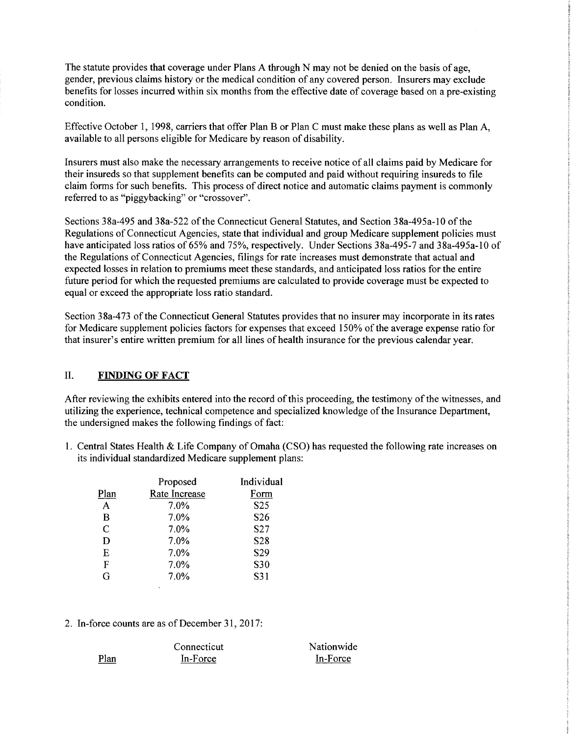The statute provides that coverage under Plans A through N may not be denied on the basis of age, gender, previous claims history or the medical condition of any covered person. Insurers may exclude benefits for losses incurred within six months from the effective date of coverage based on a pre-existing condition.

Effective October 1, 1998, carriers that offer Plan B or Plan C must make these plans as well as Plan A, available to all persons eligible for Medicare by reason of disability.

Insurers must also make the necessary arrangements to receive notice of all claims paid by Medicare for their insureds so that supplement benefits can be computed and paid without requiring insureds to file claim forms for such benefits. This process of direct notice and automatic claims payment is commonly referred to as "piggybacking" or "crossover".

Sections 38a-495 and 38a-522 of the Connecticut General Statutes, and Section 38a-495a-10 of the Regulations of Connecticut Agencies, state that individual and group Medicare supplement policies must have anticipated loss ratios of 65% and 75%, respectively. Under Sections 38a-495-7 and 38a-495a-10 of the Regulations of Connecticut Agencies, filings for rate increases must demonstrate that actual and expected losses in relation to premiums meet these standards, and anticipated loss ratios for the entire future period for which the requested premiums are calculated to provide coverage must be expected to equal or exceed the appropriate loss ratio standard.

Section 38a-473 of the Connecticut General Statutes provides that no insurer may incorporate in its rates for Medicare supplement policies factors for expenses that exceed 150% of the average expense ratio for that insurer's entire written premium for all lines of health insurance for the previous calendar year.

## II. FINDING OF FACT

After reviewing the exhibits entered into the record of this proceeding, the testimony of the witnesses, and utilizing the experience, technical competence and specialized knowledge of the Insurance Department, the undersigned makes the following findings of fact:

1. Central States Health & Life Company of Omaha (CSO) has requested the following rate increases on its individual standardized Medicare supplement plans:

| Plan | Proposed Rate Increase | Individual Form |
|---|---|---|
| A | 7.0% | S25 |
| B | 7.0% | S26 |
| C | 7.0% | S27 |
| D | 7.0% | S28 |
| E | 7.0% | S29 |
| F | 7.0% | S30 |
| G | 7.0% | S31 |

2. In-force counts are as of December 31, 2017:

| Plan | Connecticut In-Force | Nationwide In-Force |
|---|---|---|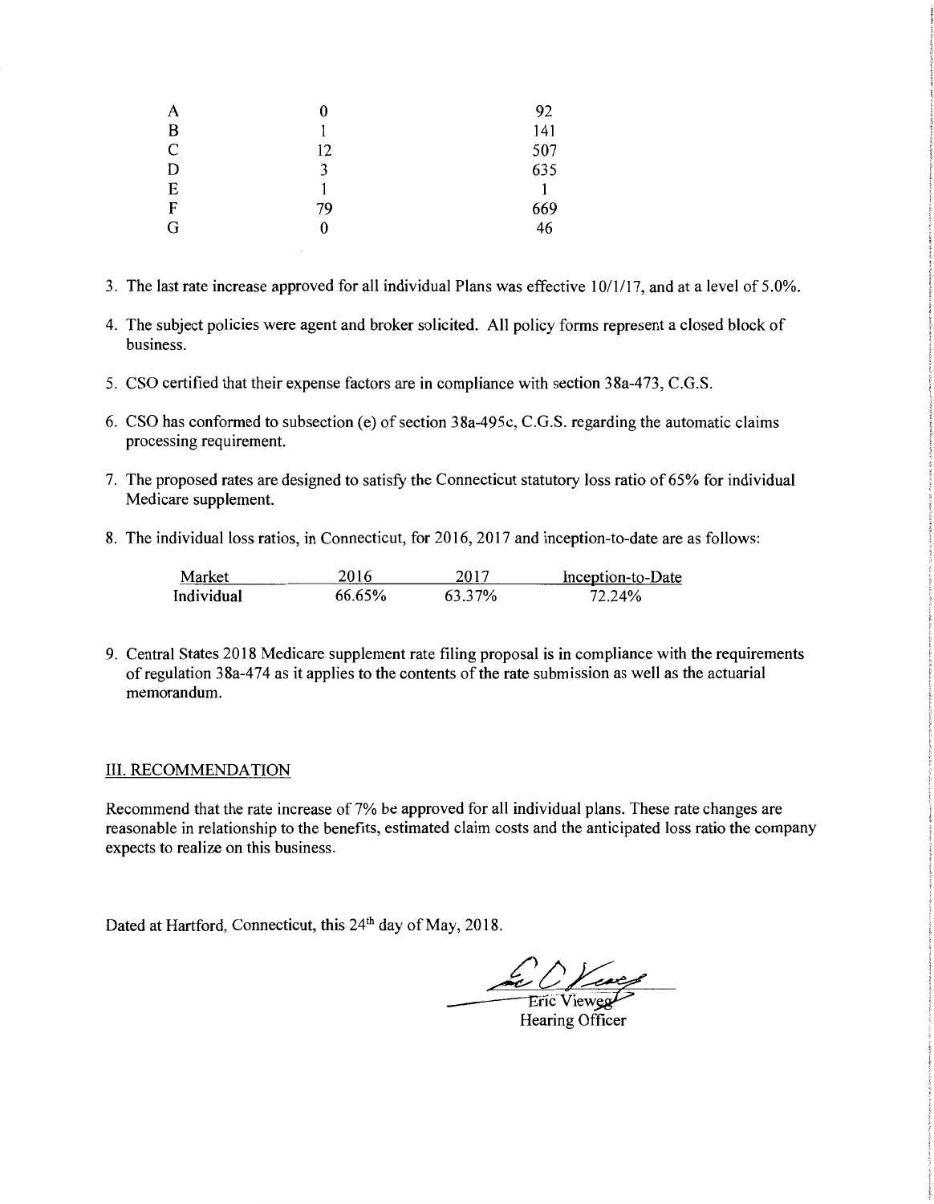| | | |
|---|---|---|
| A | 0 | 92 |
| B | 1 | 141 |
| C | 12 | 507 |
| D | 3 | 635 |
| E | 1 | 1 |
| F | 79 | 669 |
| G | 0 | 46 |

3. The last rate increase approved for all individual Plans was effective 10/1/17, and at a level of 5.0%.
4. The subject policies were agent and broker solicited. All policy forms represent a closed block of business.
5. CSO certified that their expense factors are in compliance with section 38a-473, C.G.S.
6. CSO has conformed to subsection (e) of section 38a-495c, C.G.S. regarding the automatic claims processing requirement.
7. The proposed rates are designed to satisfy the Connecticut statutory loss ratio of 65% for individual Medicare supplement.
8. The individual loss ratios, in Connecticut, for 2016, 2017 and inception-to-date are as follows:

| Market | 2016 | 2017 | Inception-to-Date |
|---|---|---|---|
| Individual | 66.65% | 63.37% | 72.24% |

9. Central States 2018 Medicare supplement rate filing proposal is in compliance with the requirements of regulation 38a-474 as it applies to the contents of the rate submission as well as the actuarial memorandum.

## III. RECOMMENDATION

Recommend that the rate increase of 7% be approved for all individual plans. These rate changes are reasonable in relationship to the benefits, estimated claim costs and the anticipated loss ratio the company expects to realize on this business.

Dated at Hartford, Connecticut, this 24th day of May, 2018.

Eric Vieweg
Hearing Officer